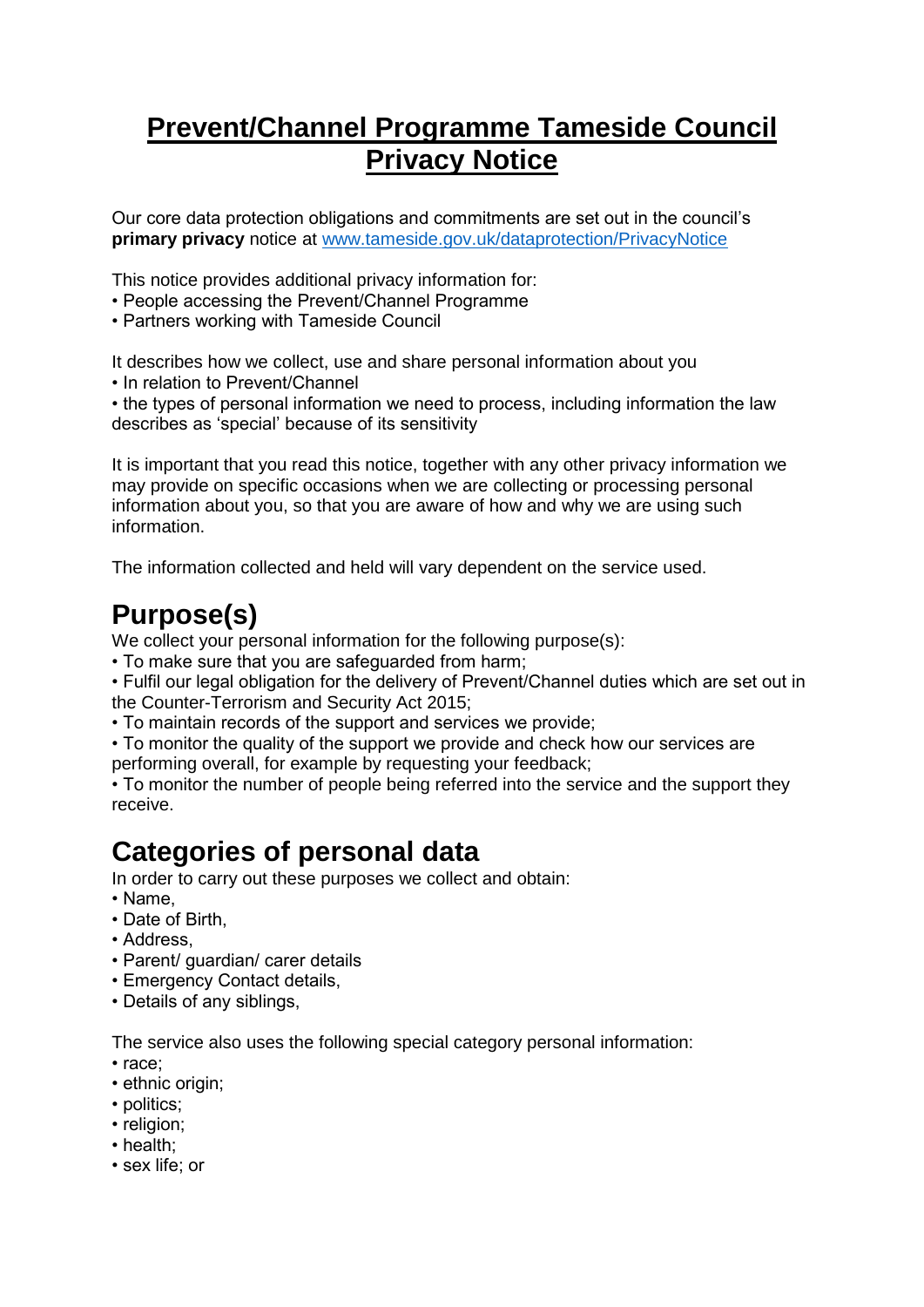# **Prevent/Channel Programme Tameside Council Privacy Notice**

Our core data protection obligations and commitments are set out in the council's **primary privacy** notice at [www.tameside.gov.uk/dataprotection/PrivacyNotice](http://www.tameside.gov.uk/dataprotection/PrivacyNotice)

This notice provides additional privacy information for:

- People accessing the Prevent/Channel Programme
- Partners working with Tameside Council

It describes how we collect, use and share personal information about you

- In relation to Prevent/Channel
- the types of personal information we need to process, including information the law describes as 'special' because of its sensitivity

It is important that you read this notice, together with any other privacy information we may provide on specific occasions when we are collecting or processing personal information about you, so that you are aware of how and why we are using such information.

The information collected and held will vary dependent on the service used.

## Purpose(s)

We collect your personal information for the following purpose(s):

- To make sure that you are safeguarded from harm;
- Fulfil our legal obligation for the delivery of Prevent/Channel duties which are set out in the Counter-Terrorism and Security Act 2015;
- To maintain records of the support and services we provide;
- To monitor the quality of the support we provide and check how our services are performing overall, for example by requesting your feedback;
- To monitor the number of people being referred into the service and the support they receive.

## Categories of personal data

In order to carry out these purposes we collect and obtain:

- Name,
- Date of Birth,
- Address,
- Parent/ guardian/ carer details
- Emergency Contact details,
- Details of any siblings,

The service also uses the following special category personal information:

- race;
- ethnic origin;
- politics;
- religion;
- health;
- sex life; or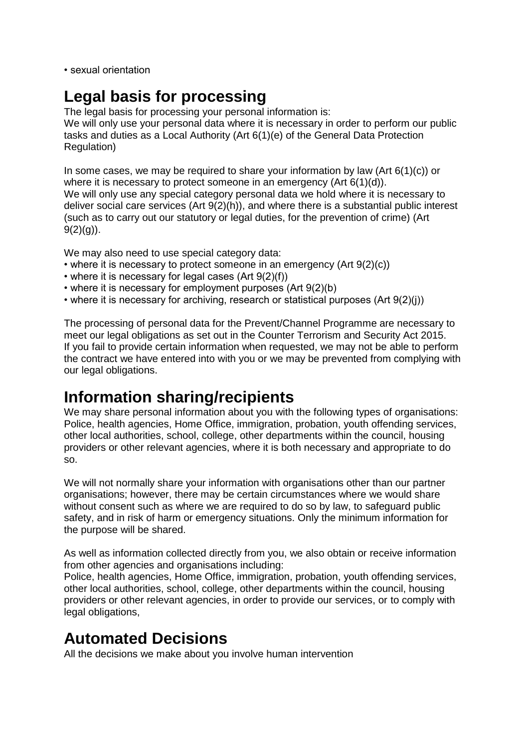- sexual orientation

## Legal basis for processing

The legal basis for processing your personal information is:
We will only use your personal data where it is necessary in order to perform our public tasks and duties as a Local Authority (Art 6(1)(e) of the General Data Protection Regulation)

In some cases, we may be required to share your information by law (Art 6(1)(c)) or where it is necessary to protect someone in an emergency (Art 6(1)(d)).
We will only use any special category personal data we hold where it is necessary to deliver social care services (Art 9(2)(h)), and where there is a substantial public interest (such as to carry out our statutory or legal duties, for the prevention of crime) (Art 9(2)(g)).

We may also need to use special category data:

- where it is necessary to protect someone in an emergency (Art 9(2)(c))
- where it is necessary for legal cases (Art 9(2)(f))
- where it is necessary for employment purposes (Art 9(2)(b)
- where it is necessary for archiving, research or statistical purposes (Art 9(2)(j))

The processing of personal data for the Prevent/Channel Programme are necessary to meet our legal obligations as set out in the Counter Terrorism and Security Act 2015.
If you fail to provide certain information when requested, we may not be able to perform the contract we have entered into with you or we may be prevented from complying with our legal obligations.

## Information sharing/recipients

We may share personal information about you with the following types of organisations:
Police, health agencies, Home Office, immigration, probation, youth offending services, other local authorities, school, college, other departments within the council, housing providers or other relevant agencies, where it is both necessary and appropriate to do so.

We will not normally share your information with organisations other than our partner organisations; however, there may be certain circumstances where we would share without consent such as where we are required to do so by law, to safeguard public safety, and in risk of harm or emergency situations. Only the minimum information for the purpose will be shared.

As well as information collected directly from you, we also obtain or receive information from other agencies and organisations including:
Police, health agencies, Home Office, immigration, probation, youth offending services, other local authorities, school, college, other departments within the council, housing providers or other relevant agencies, in order to provide our services, or to comply with legal obligations,

## Automated Decisions

All the decisions we make about you involve human intervention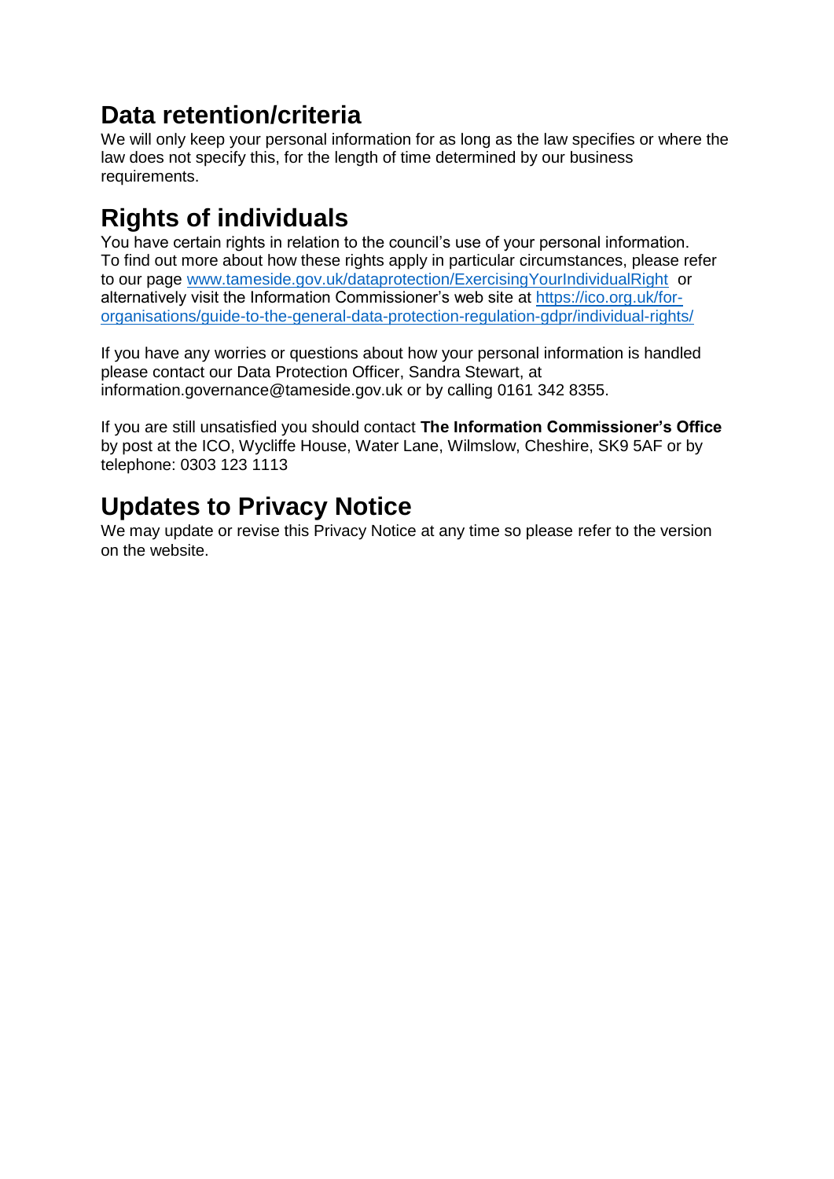## Data retention/criteria

We will only keep your personal information for as long as the law specifies or where the law does not specify this, for the length of time determined by our business requirements.

## Rights of individuals

You have certain rights in relation to the council's use of your personal information. To find out more about how these rights apply in particular circumstances, please refer to our page [www.tameside.gov.uk/dataprotection/ExercisingYourIndividualRight](www.tameside.gov.uk/dataprotection/ExercisingYourIndividualRight) or alternatively visit the Information Commissioner's web site at [https://ico.org.uk/for-organisations/guide-to-the-general-data-protection-regulation-gdpr/individual-rights/](https://ico.org.uk/for-organisations/guide-to-the-general-data-protection-regulation-gdpr/individual-rights/)

If you have any worries or questions about how your personal information is handled please contact our Data Protection Officer, Sandra Stewart, at information.governance@tameside.gov.uk or by calling 0161 342 8355.

If you are still unsatisfied you should contact **The Information Commissioner's Office** by post at the ICO, Wycliffe House, Water Lane, Wilmslow, Cheshire, SK9 5AF or by telephone: 0303 123 1113

## Updates to Privacy Notice

We may update or revise this Privacy Notice at any time so please refer to the version on the website.